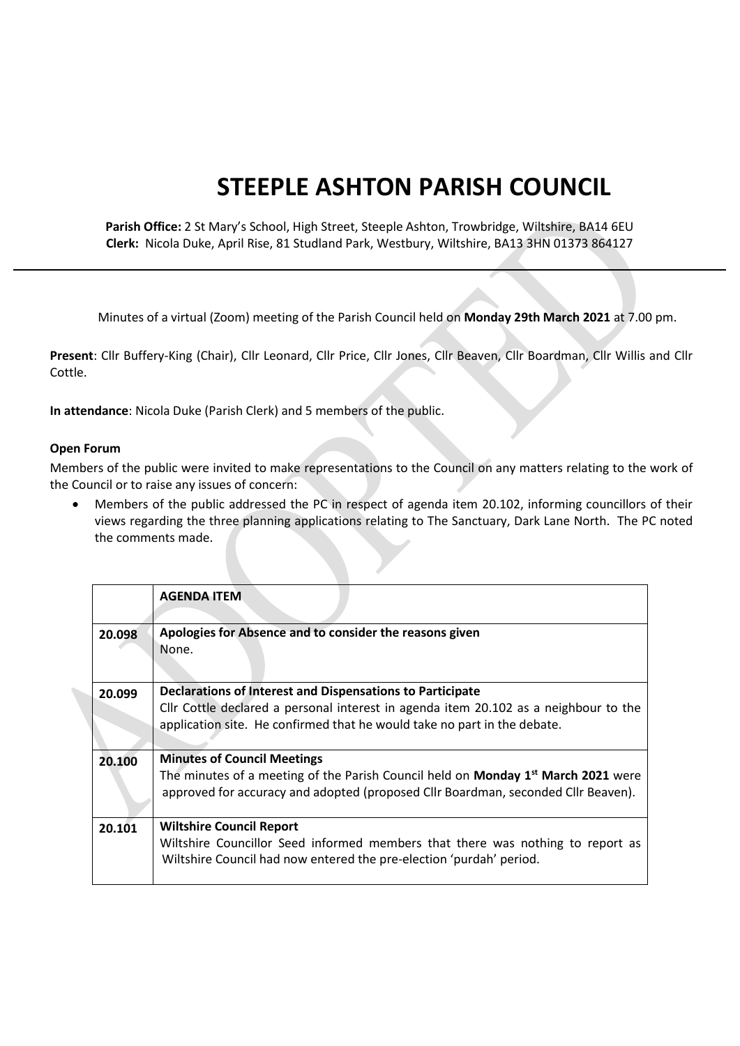# STEEPLE ASHTON PARISH COUNCIL

**Parish Office:** 2 St Mary's School, High Street, Steeple Ashton, Trowbridge, Wiltshire, BA14 6EU
**Clerk:** Nicola Duke, April Rise, 81 Studland Park, Westbury, Wiltshire, BA13 3HN 01373 864127

Minutes of a virtual (Zoom) meeting of the Parish Council held on **Monday 29th March 2021** at 7.00 pm.

**Present**: Cllr Buffery-King (Chair), Cllr Leonard, Cllr Price, Cllr Jones, Cllr Beaven, Cllr Boardman, Cllr Willis and Cllr Cottle.

**In attendance**: Nicola Duke (Parish Clerk) and 5 members of the public.

**Open Forum**

Members of the public were invited to make representations to the Council on any matters relating to the work of the Council or to raise any issues of concern:

- Members of the public addressed the PC in respect of agenda item 20.102, informing councillors of their views regarding the three planning applications relating to The Sanctuary, Dark Lane North. The PC noted the comments made.

| | **AGENDA ITEM** |
|---|---|
| **20.098** | **Apologies for Absence and to consider the reasons given**<br>None. |
| **20.099** | **Declarations of Interest and Dispensations to Participate**<br>Cllr Cottle declared a personal interest in agenda item 20.102 as a neighbour to the application site. He confirmed that he would take no part in the debate. |
| **20.100** | **Minutes of Council Meetings**<br>The minutes of a meeting of the Parish Council held on **Monday 1st March 2021** were approved for accuracy and adopted (proposed Cllr Boardman, seconded Cllr Beaven). |
| **20.101** | **Wiltshire Council Report**<br>Wiltshire Councillor Seed informed members that there was nothing to report as Wiltshire Council had now entered the pre-election 'purdah' period. |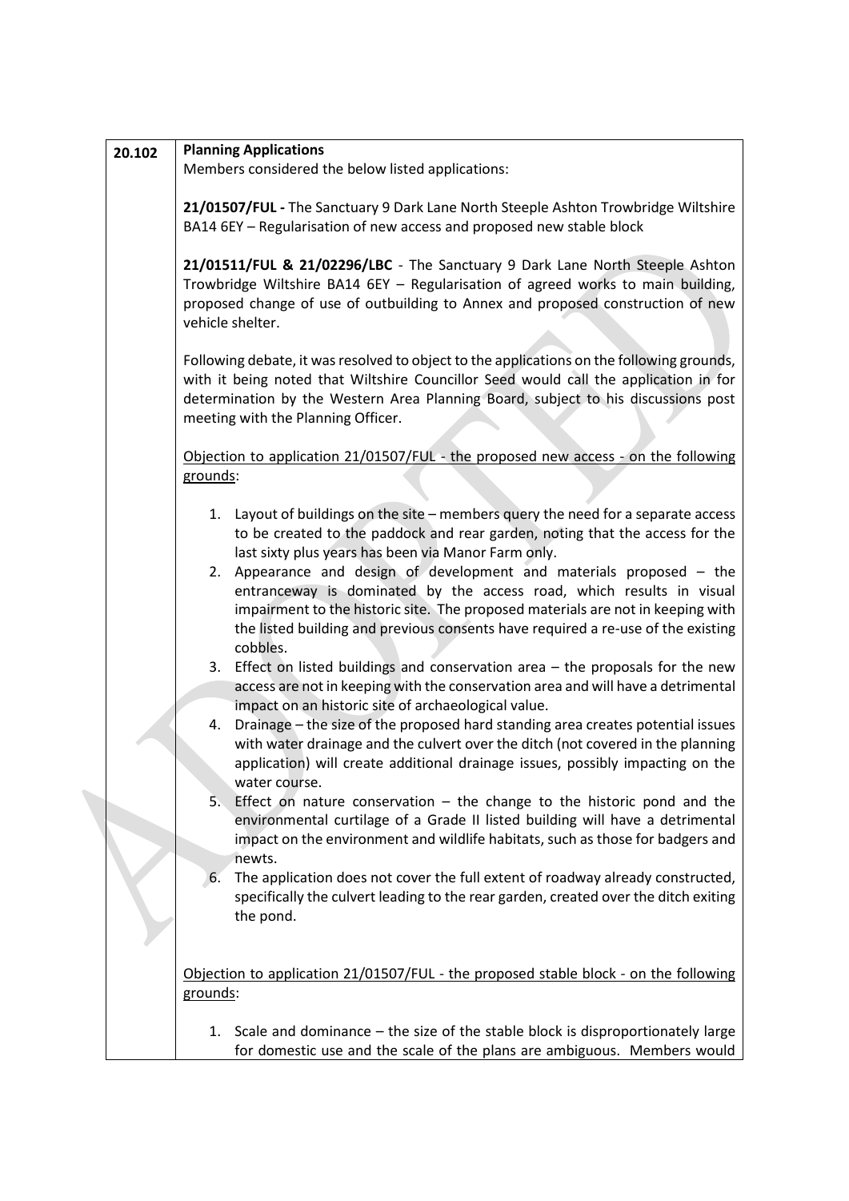**20.102** **Planning Applications**

Members considered the below listed applications:

**21/01507/FUL -** The Sanctuary 9 Dark Lane North Steeple Ashton Trowbridge Wiltshire BA14 6EY – Regularisation of new access and proposed new stable block

**21/01511/FUL & 21/02296/LBC** - The Sanctuary 9 Dark Lane North Steeple Ashton Trowbridge Wiltshire BA14 6EY – Regularisation of agreed works to main building, proposed change of use of outbuilding to Annex and proposed construction of new vehicle shelter.

Following debate, it was resolved to object to the applications on the following grounds, with it being noted that Wiltshire Councillor Seed would call the application in for determination by the Western Area Planning Board, subject to his discussions post meeting with the Planning Officer.

Objection to application 21/01507/FUL - the proposed new access - on the following grounds:

1. Layout of buildings on the site – members query the need for a separate access to be created to the paddock and rear garden, noting that the access for the last sixty plus years has been via Manor Farm only.
2. Appearance and design of development and materials proposed – the entranceway is dominated by the access road, which results in visual impairment to the historic site. The proposed materials are not in keeping with the listed building and previous consents have required a re-use of the existing cobbles.
3. Effect on listed buildings and conservation area – the proposals for the new access are not in keeping with the conservation area and will have a detrimental impact on an historic site of archaeological value.
4. Drainage – the size of the proposed hard standing area creates potential issues with water drainage and the culvert over the ditch (not covered in the planning application) will create additional drainage issues, possibly impacting on the water course.
5. Effect on nature conservation – the change to the historic pond and the environmental curtilage of a Grade II listed building will have a detrimental impact on the environment and wildlife habitats, such as those for badgers and newts.
6. The application does not cover the full extent of roadway already constructed, specifically the culvert leading to the rear garden, created over the ditch exiting the pond.

Objection to application 21/01507/FUL - the proposed stable block - on the following grounds:

1. Scale and dominance – the size of the stable block is disproportionately large for domestic use and the scale of the plans are ambiguous. Members would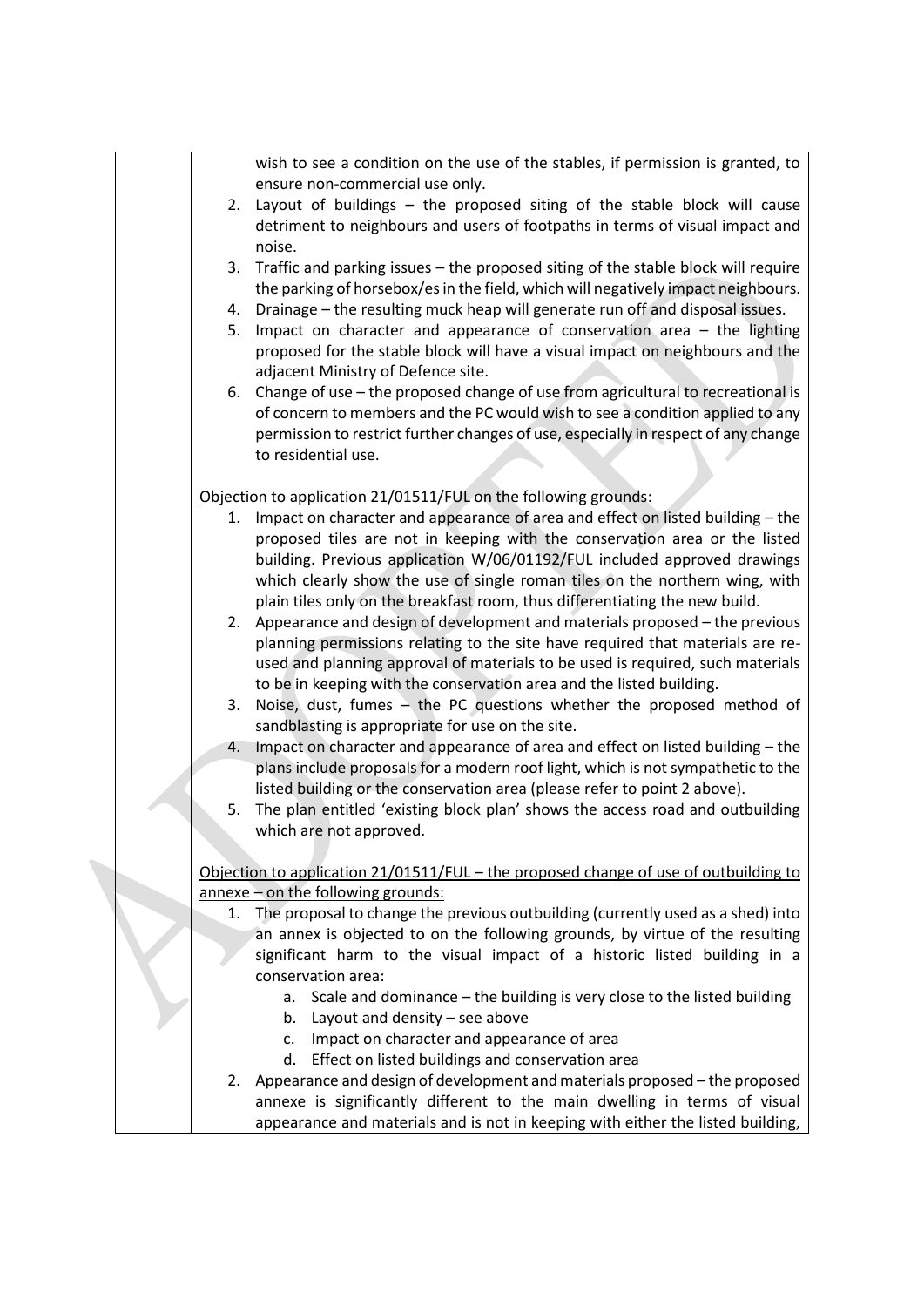|  | wish to see a condition on the use of the stables, if permission is granted, to ensure non-commercial use only.<br>2. Layout of buildings – the proposed siting of the stable block will cause detriment to neighbours and users of footpaths in terms of visual impact and noise.<br>3. Traffic and parking issues – the proposed siting of the stable block will require the parking of horsebox/es in the field, which will negatively impact neighbours.<br>4. Drainage – the resulting muck heap will generate run off and disposal issues.<br>5. Impact on character and appearance of conservation area – the lighting proposed for the stable block will have a visual impact on neighbours and the adjacent Ministry of Defence site.<br>6. Change of use – the proposed change of use from agricultural to recreational is of concern to members and the PC would wish to see a condition applied to any permission to restrict further changes of use, especially in respect of any change to residential use.<br><br><u>Objection to application 21/01511/FUL on the following grounds</u>:<br>1. Impact on character and appearance of area and effect on listed building – the proposed tiles are not in keeping with the conservation area or the listed building. Previous application W/06/01192/FUL included approved drawings which clearly show the use of single roman tiles on the northern wing, with plain tiles only on the breakfast room, thus differentiating the new build.<br>2. Appearance and design of development and materials proposed – the previous planning permissions relating to the site have required that materials are re-used and planning approval of materials to be used is required, such materials to be in keeping with the conservation area and the listed building.<br>3. Noise, dust, fumes – the PC questions whether the proposed method of sandblasting is appropriate for use on the site.<br>4. Impact on character and appearance of area and effect on listed building – the plans include proposals for a modern roof light, which is not sympathetic to the listed building or the conservation area (please refer to point 2 above).<br>5. The plan entitled 'existing block plan' shows the access road and outbuilding which are not approved.<br><br><u>Objection to application 21/01511/FUL – the proposed change of use of outbuilding to annexe – on the following grounds:</u><br>1. The proposal to change the previous outbuilding (currently used as a shed) into an annex is objected to on the following grounds, by virtue of the resulting significant harm to the visual impact of a historic listed building in a conservation area:<br>a. Scale and dominance – the building is very close to the listed building<br>b. Layout and density – see above<br>c. Impact on character and appearance of area<br>d. Effect on listed buildings and conservation area<br>2. Appearance and design of development and materials proposed – the proposed annexe is significantly different to the main dwelling in terms of visual appearance and materials and is not in keeping with either the listed building, |
|---|---|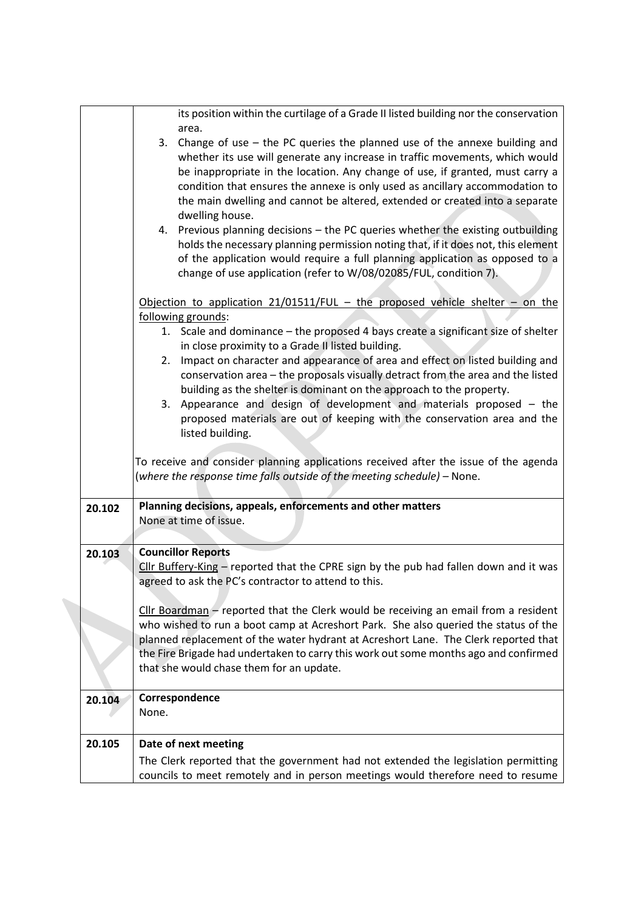| | |
|---|---|
| | its position within the curtilage of a Grade II listed building nor the conservation area.<br>3. Change of use – the PC queries the planned use of the annexe building and whether its use will generate any increase in traffic movements, which would be inappropriate in the location. Any change of use, if granted, must carry a condition that ensures the annexe is only used as ancillary accommodation to the main dwelling and cannot be altered, extended or created into a separate dwelling house.<br>4. Previous planning decisions – the PC queries whether the existing outbuilding holds the necessary planning permission noting that, if it does not, this element of the application would require a full planning application as opposed to a change of use application (refer to W/08/02085/FUL, condition 7).<br><br><u>Objection to application 21/01511/FUL – the proposed vehicle shelter – on the following grounds</u>:<br>1. Scale and dominance – the proposed 4 bays create a significant size of shelter in close proximity to a Grade II listed building.<br>2. Impact on character and appearance of area and effect on listed building and conservation area – the proposals visually detract from the area and the listed building as the shelter is dominant on the approach to the property.<br>3. Appearance and design of development and materials proposed – the proposed materials are out of keeping with the conservation area and the listed building.<br><br>To receive and consider planning applications received after the issue of the agenda (*where the response time falls outside of the meeting schedule)* – None. |
| **20.102** | **Planning decisions, appeals, enforcements and other matters**<br>None at time of issue. |
| **20.103** | **Councillor Reports**<br><u>Cllr Buffery-King</u> – reported that the CPRE sign by the pub had fallen down and it was agreed to ask the PC's contractor to attend to this.<br><br><u>Cllr Boardman</u> – reported that the Clerk would be receiving an email from a resident who wished to run a boot camp at Acreshort Park. She also queried the status of the planned replacement of the water hydrant at Acreshort Lane. The Clerk reported that the Fire Brigade had undertaken to carry this work out some months ago and confirmed that she would chase them for an update. |
| **20.104** | **Correspondence**<br>None. |
| **20.105** | **Date of next meeting**<br>The Clerk reported that the government had not extended the legislation permitting councils to meet remotely and in person meetings would therefore need to resume |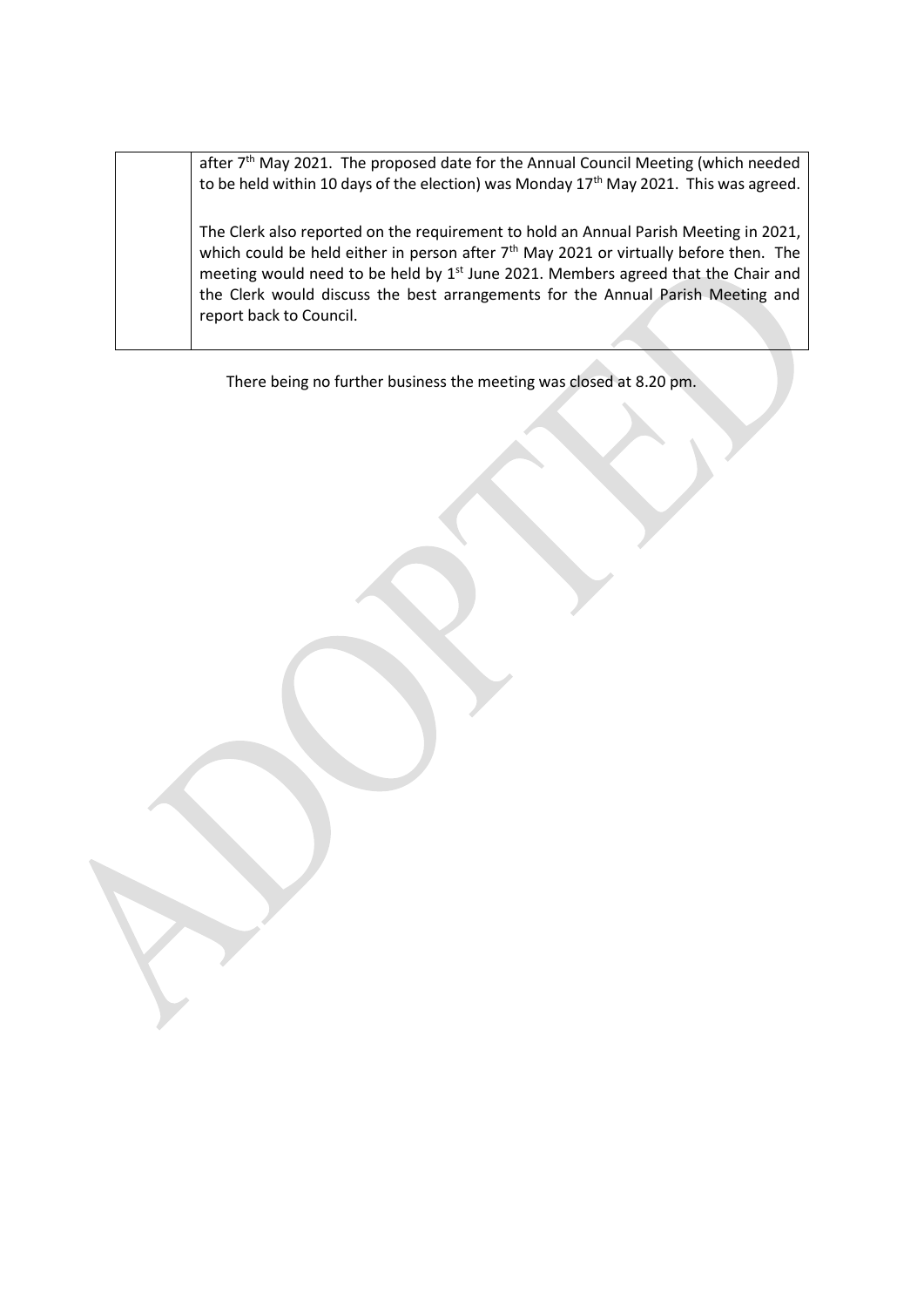| | |
|---|---|
| | after 7th May 2021. The proposed date for the Annual Council Meeting (which needed to be held within 10 days of the election) was Monday 17th May 2021. This was agreed.<br><br>The Clerk also reported on the requirement to hold an Annual Parish Meeting in 2021, which could be held either in person after 7th May 2021 or virtually before then. The meeting would need to be held by 1st June 2021. Members agreed that the Chair and the Clerk would discuss the best arrangements for the Annual Parish Meeting and report back to Council. |

There being no further business the meeting was closed at 8.20 pm.